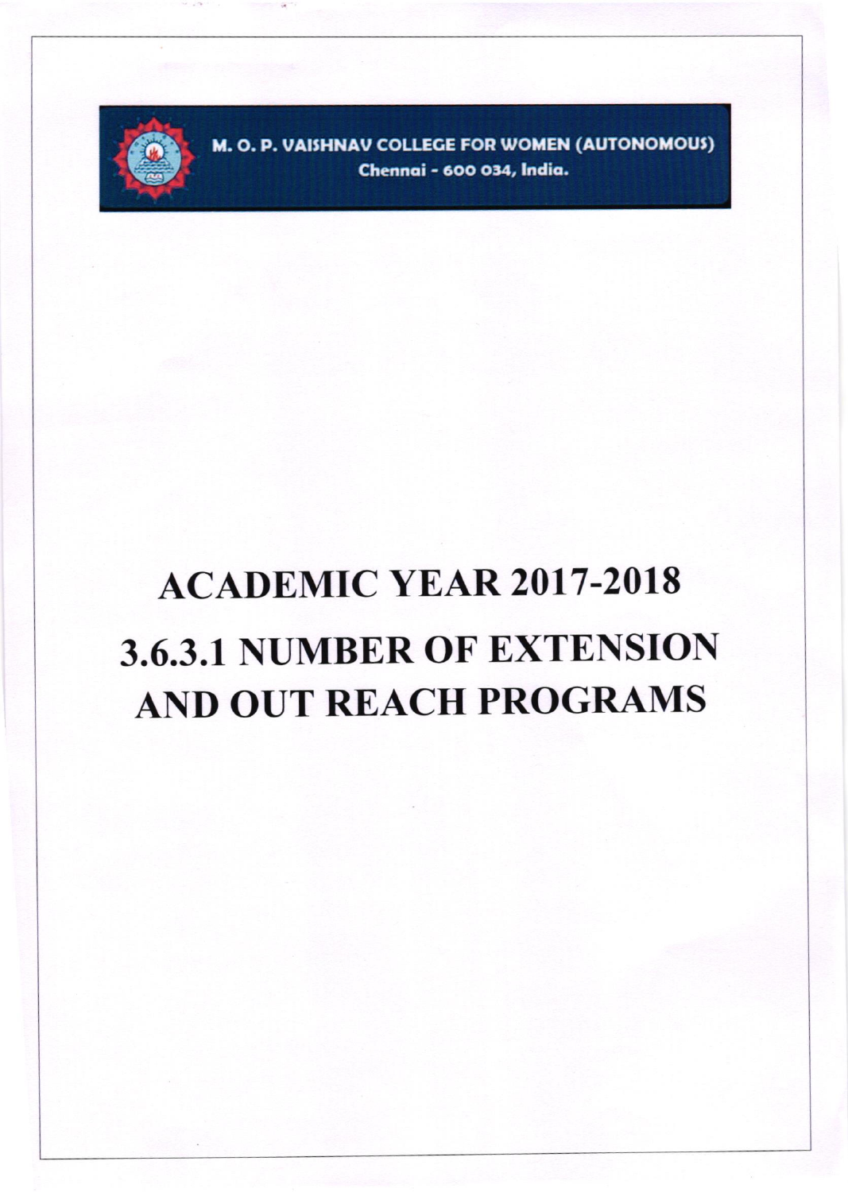M. O. P. VAISHNAV COLLEGE FOR WOMEN (AUTONOMOUS)
Chennai - 600 034, India.

# ACADEMIC YEAR 2017-2018

# 3.6.3.1 NUMBER OF EXTENSION AND OUT REACH PROGRAMS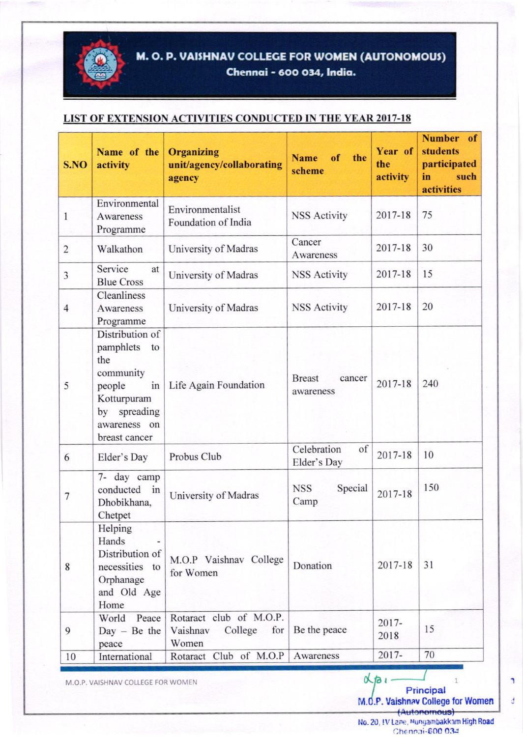# M. O. P. VAISHNAV COLLEGE FOR WOMEN (AUTONOMOUS)

Chennai - 600 034, India.

## LIST OF EXTENSION ACTIVITIES CONDUCTED IN THE YEAR 2017-18

| S.NO | Name of the activity | Organizing unit/agency/collaborating agency | Name of the scheme | Year of the activity | Number of students participated in such activities |
|---|---|---|---|---|---|
| 1 | Environmental Awareness Programme | Environmentalist Foundation of India | NSS Activity | 2017-18 | 75 |
| 2 | Walkathon | University of Madras | Cancer Awareness | 2017-18 | 30 |
| 3 | Service at Blue Cross | University of Madras | NSS Activity | 2017-18 | 15 |
| 4 | Cleanliness Awareness Programme | University of Madras | NSS Activity | 2017-18 | 20 |
| 5 | Distribution of pamphlets to the community people in Kotturpuram by spreading awareness on breast cancer | Life Again Foundation | Breast cancer awareness | 2017-18 | 240 |
| 6 | Elder's Day | Probus Club | Celebration of Elder's Day | 2017-18 | 10 |
| 7 | 7- day camp conducted in Dhobikhana, Chetpet | University of Madras | NSS Special Camp | 2017-18 | 150 |
| 8 | Helping Hands - Distribution of necessities to Orphanage and Old Age Home | M.O.P Vaishnav College for Women | Donation | 2017-18 | 31 |
| 9 | World Peace Day – Be the peace | Rotaract club of M.O.P. Vaishnav College for Women | Be the peace | 2017-2018 | 15 |
| 10 | International | Rotaract Club of M.O.P | Awareness | 2017- | 70 |

M.O.P. VAISHNAV COLLEGE FOR WOMEN

Principal
M.O.P. Vaishnav College for Women
(Autonomous)
No. 20, IV Lane, Nungambakkam High Road
Chennai-600 034